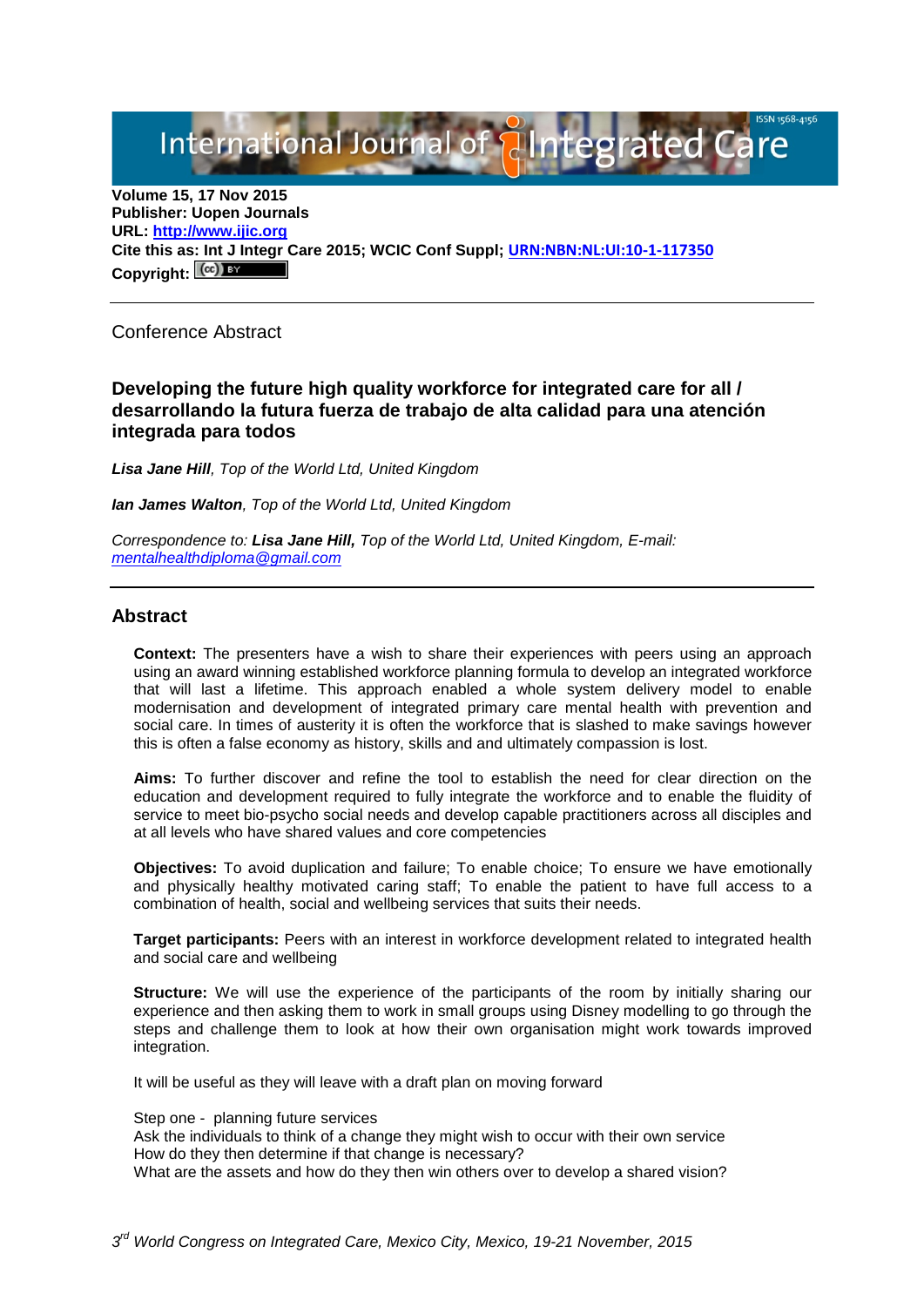Volume 15, 17 Nov 2015
**Publisher: Uopen Journals**
**URL: [http://www.ijic.org](http://www.ijic.org)**
**Cite this as: Int J Integr Care 2015; WCIC Conf Suppl; [URN:NBN:NL:UI:10-1-117350](URN:NBN:NL:UI:10-1-117350)**
**Copyright:**

---

Conference Abstract

## Developing the future high quality workforce for integrated care for all / desarrollando la futura fuerza de trabajo de alta calidad para una atención integrada para todos

***Lisa Jane Hill**, Top of the World Ltd, United Kingdom*

***Ian James Walton**, Top of the World Ltd, United Kingdom*

*Correspondence to: **Lisa Jane Hill,** Top of the World Ltd, United Kingdom, E-mail: [mentalhealthdiploma@gmail.com](mailto:mentalhealthdiploma@gmail.com)*

---

## Abstract

**Context:** The presenters have a wish to share their experiences with peers using an approach using an award winning established workforce planning formula to develop an integrated workforce that will last a lifetime. This approach enabled a whole system delivery model to enable modernisation and development of integrated primary care mental health with prevention and social care. In times of austerity it is often the workforce that is slashed to make savings however this is often a false economy as history, skills and and ultimately compassion is lost.

**Aims:** To further discover and refine the tool to establish the need for clear direction on the education and development required to fully integrate the workforce and to enable the fluidity of service to meet bio-psycho social needs and develop capable practitioners across all disciples and at all levels who have shared values and core competencies

**Objectives:** To avoid duplication and failure; To enable choice; To ensure we have emotionally and physically healthy motivated caring staff; To enable the patient to have full access to a combination of health, social and wellbeing services that suits their needs.

**Target participants:** Peers with an interest in workforce development related to integrated health and social care and wellbeing

**Structure:** We will use the experience of the participants of the room by initially sharing our experience and then asking them to work in small groups using Disney modelling to go through the steps and challenge them to look at how their own organisation might work towards improved integration.

It will be useful as they will leave with a draft plan on moving forward

Step one - planning future services
Ask the individuals to think of a change they might wish to occur with their own service
How do they then determine if that change is necessary?
What are the assets and how do they then win others over to develop a shared vision?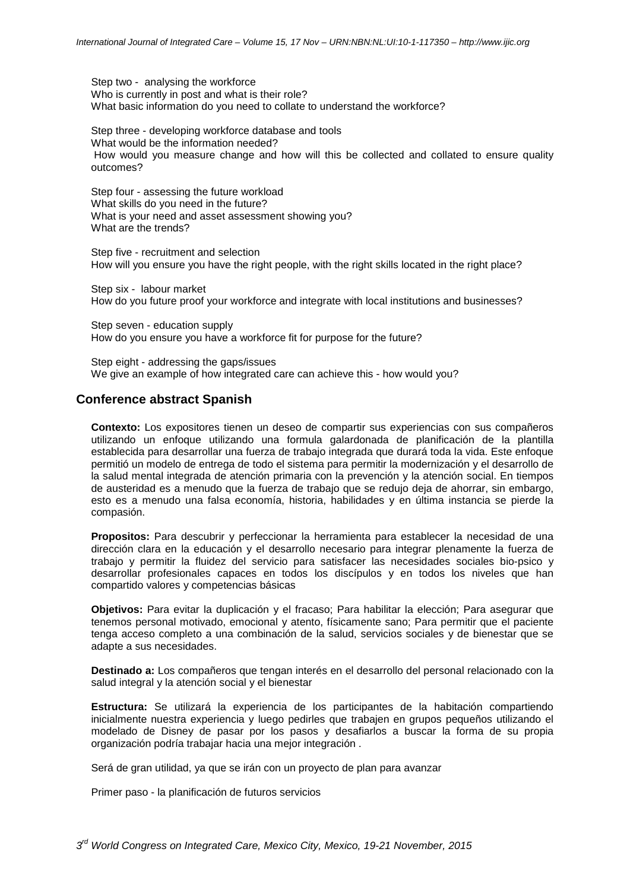Step two - analysing the workforce
Who is currently in post and what is their role?
What basic information do you need to collate to understand the workforce?

Step three - developing workforce database and tools
What would be the information needed?
How would you measure change and how will this be collected and collated to ensure quality outcomes?

Step four - assessing the future workload
What skills do you need in the future?
What is your need and asset assessment showing you?
What are the trends?

Step five - recruitment and selection
How will you ensure you have the right people, with the right skills located in the right place?

Step six - labour market
How do you future proof your workforce and integrate with local institutions and businesses?

Step seven - education supply
How do you ensure you have a workforce fit for purpose for the future?

Step eight - addressing the gaps/issues
We give an example of how integrated care can achieve this - how would you?

## Conference abstract Spanish

**Contexto:** Los expositores tienen un deseo de compartir sus experiencias con sus compañeros utilizando un enfoque utilizando una formula galardonada de planificación de la plantilla establecida para desarrollar una fuerza de trabajo integrada que durará toda la vida. Este enfoque permitió un modelo de entrega de todo el sistema para permitir la modernización y el desarrollo de la salud mental integrada de atención primaria con la prevención y la atención social. En tiempos de austeridad es a menudo que la fuerza de trabajo que se redujo deja de ahorrar, sin embargo, esto es a menudo una falsa economía, historia, habilidades y en última instancia se pierde la compasión.

**Propositos:** Para descubrir y perfeccionar la herramienta para establecer la necesidad de una dirección clara en la educación y el desarrollo necesario para integrar plenamente la fuerza de trabajo y permitir la fluidez del servicio para satisfacer las necesidades sociales bio-psico y desarrollar profesionales capaces en todos los discípulos y en todos los niveles que han compartido valores y competencias básicas

**Objetivos:** Para evitar la duplicación y el fracaso; Para habilitar la elección; Para asegurar que tenemos personal motivado, emocional y atento, físicamente sano; Para permitir que el paciente tenga acceso completo a una combinación de la salud, servicios sociales y de bienestar que se adapte a sus necesidades.

**Destinado a:** Los compañeros que tengan interés en el desarrollo del personal relacionado con la salud integral y la atención social y el bienestar

**Estructura:** Se utilizará la experiencia de los participantes de la habitación compartiendo inicialmente nuestra experiencia y luego pedirles que trabajen en grupos pequeños utilizando el modelado de Disney de pasar por los pasos y desafiarlos a buscar la forma de su propia organización podría trabajar hacia una mejor integración .

Será de gran utilidad, ya que se irán con un proyecto de plan para avanzar

Primer paso - la planificación de futuros servicios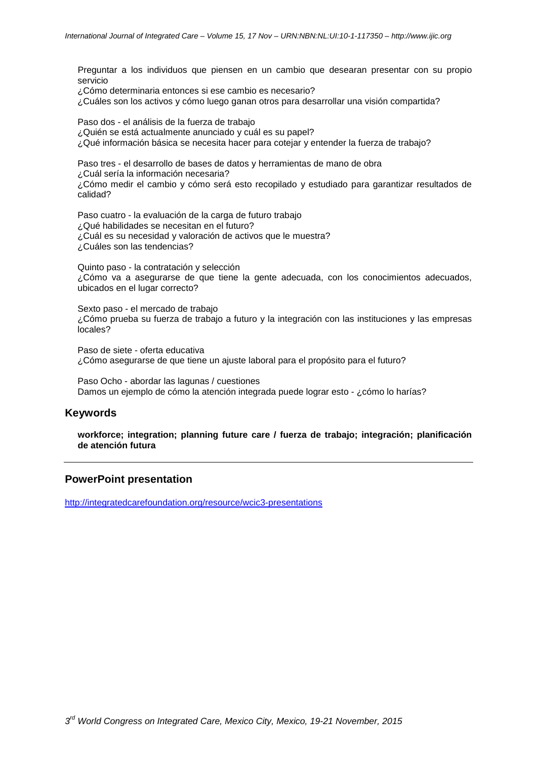Preguntar a los individuos que piensen en un cambio que desearan presentar con su propio servicio
¿Cómo determinaria entonces si ese cambio es necesario?
¿Cuáles son los activos y cómo luego ganan otros para desarrollar una visión compartida?

Paso dos - el análisis de la fuerza de trabajo
¿Quién se está actualmente anunciado y cuál es su papel?
¿Qué información básica se necesita hacer para cotejar y entender la fuerza de trabajo?

Paso tres - el desarrollo de bases de datos y herramientas de mano de obra
¿Cuál sería la información necesaria?
¿Cómo medir el cambio y cómo será esto recopilado y estudiado para garantizar resultados de calidad?

Paso cuatro - la evaluación de la carga de futuro trabajo
¿Qué habilidades se necesitan en el futuro?
¿Cuál es su necesidad y valoración de activos que le muestra?
¿Cuáles son las tendencias?

Quinto paso - la contratación y selección
¿Cómo va a asegurarse de que tiene la gente adecuada, con los conocimientos adecuados, ubicados en el lugar correcto?

Sexto paso - el mercado de trabajo
¿Cómo prueba su fuerza de trabajo a futuro y la integración con las instituciones y las empresas locales?

Paso de siete - oferta educativa
¿Cómo asegurarse de que tiene un ajuste laboral para el propósito para el futuro?

Paso Ocho - abordar las lagunas / cuestiones
Damos un ejemplo de cómo la atención integrada puede lograr esto - ¿cómo lo harías?

## Keywords

**workforce; integration; planning future care / fuerza de trabajo; integración; planificación de atención futura**

---

## PowerPoint presentation

http://integratedcarefoundation.org/resource/wcic3-presentations